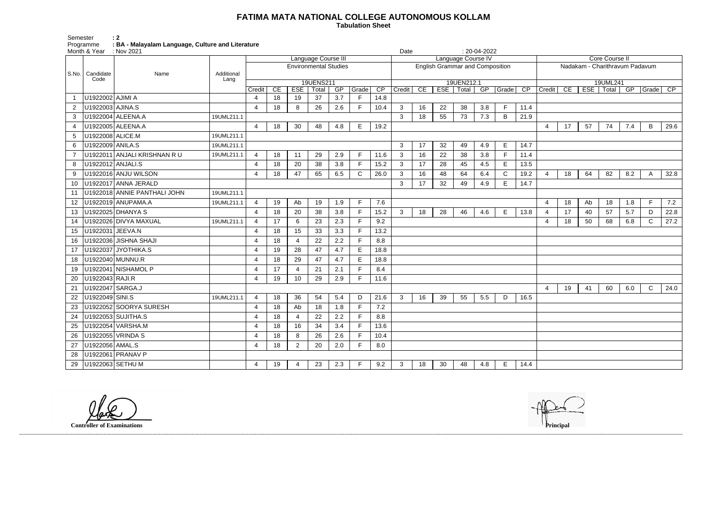# FATIMA MATA NATIONAL COLLEGE AUTONOMOUS KOLLAM

**Tabulation Sheet**

Semester : 2
Programme : BA - Malayalam Language, Culture and Literature
Month & Year : Nov 2021
Date : 20-04-2022

| S.No. | Candidate Code | Name | Additional Lang | Language Course III - Environmental Studies - 19UENS211 | | | | | | | Language Course IV - English Grammar and Composition - 19UEN212.1 | | | | | | | Core Course II - Nadakam - Charithravum Padavum - 19UML241 | | | | | | |
|---|---|---|---|---|---|---|---|---|---|---|---|---|---|---|---|---|---|---|---|---|---|---|---|---|
| | | | | Credit | CE | ESE | Total | GP | Grade | CP | Credit | CE | ESE | Total | GP | Grade | CP | Credit | CE | ESE | Total | GP | Grade | CP |
| 1 | U1922002 | AJIMI A | | 4 | 18 | 19 | 37 | 3.7 | F | 14.8 | | | | | | | | | | | | | | |
| 2 | U1922003 | AJINA.S | | 4 | 18 | 8 | 26 | 2.6 | F | 10.4 | 3 | 16 | 22 | 38 | 3.8 | F | 11.4 | | | | | | | |
| 3 | U1922004 | ALEENA.A | 19UML211.1 | | | | | | | | 3 | 18 | 55 | 73 | 7.3 | B | 21.9 | | | | | | | |
| 4 | U1922005 | ALEENA.A | | 4 | 18 | 30 | 48 | 4.8 | E | 19.2 | | | | | | | | 4 | 17 | 57 | 74 | 7.4 | B | 29.6 |
| 5 | U1922008 | ALICE.M | 19UML211.1 | | | | | | | | | | | | | | | | | | | | | |
| 6 | U1922009 | ANILA.S | 19UML211.1 | | | | | | | | 3 | 17 | 32 | 49 | 4.9 | E | 14.7 | | | | | | | |
| 7 | U1922011 | ANJALI KRISHNAN R U | 19UML211.1 | 4 | 18 | 11 | 29 | 2.9 | F | 11.6 | 3 | 16 | 22 | 38 | 3.8 | F | 11.4 | | | | | | | |
| 8 | U1922012 | ANJALI.S | | 4 | 18 | 20 | 38 | 3.8 | F | 15.2 | 3 | 17 | 28 | 45 | 4.5 | E | 13.5 | | | | | | | |
| 9 | U1922016 | ANJU WILSON | | 4 | 18 | 47 | 65 | 6.5 | C | 26.0 | 3 | 16 | 48 | 64 | 6.4 | C | 19.2 | 4 | 18 | 64 | 82 | 8.2 | A | 32.8 |
| 10 | U1922017 | ANNA JERALD | | | | | | | | | 3 | 17 | 32 | 49 | 4.9 | E | 14.7 | | | | | | | |
| 11 | U1922018 | ANNIE PANTHALI JOHN | 19UML211.1 | | | | | | | | | | | | | | | | | | | | | |
| 12 | U1922019 | ANUPAMA.A | 19UML211.1 | 4 | 19 | Ab | 19 | 1.9 | F | 7.6 | | | | | | | | 4 | 18 | Ab | 18 | 1.8 | F | 7.2 |
| 13 | U1922025 | DHANYA S | | 4 | 18 | 20 | 38 | 3.8 | F | 15.2 | 3 | 18 | 28 | 46 | 4.6 | E | 13.8 | 4 | 17 | 40 | 57 | 5.7 | D | 22.8 |
| 14 | U1922026 | DIVYA MAXUAL | 19UML211.1 | 4 | 17 | 6 | 23 | 2.3 | F | 9.2 | | | | | | | | 4 | 18 | 50 | 68 | 6.8 | C | 27.2 |
| 15 | U1922031 | JEEVA.N | | 4 | 18 | 15 | 33 | 3.3 | F | 13.2 | | | | | | | | | | | | | | |
| 16 | U1922036 | JISHNA SHAJI | | 4 | 18 | 4 | 22 | 2.2 | F | 8.8 | | | | | | | | | | | | | | |
| 17 | U1922037 | JYOTHIKA.S | | 4 | 19 | 28 | 47 | 4.7 | E | 18.8 | | | | | | | | | | | | | | |
| 18 | U1922040 | MUNNU.R | | 4 | 18 | 29 | 47 | 4.7 | E | 18.8 | | | | | | | | | | | | | | |
| 19 | U1922041 | NISHAMOL P | | 4 | 17 | 4 | 21 | 2.1 | F | 8.4 | | | | | | | | | | | | | | |
| 20 | U1922043 | RAJI.R | | 4 | 19 | 10 | 29 | 2.9 | F | 11.6 | | | | | | | | | | | | | | |
| 21 | U1922047 | SARGA.J | | | | | | | | | | | | | | | | 4 | 19 | 41 | 60 | 6.0 | C | 24.0 |
| 22 | U1922049 | SINI.S | 19UML211.1 | 4 | 18 | 36 | 54 | 5.4 | D | 21.6 | 3 | 16 | 39 | 55 | 5.5 | D | 16.5 | | | | | | | |
| 23 | U1922052 | SOORYA SURESH | | 4 | 18 | Ab | 18 | 1.8 | F | 7.2 | | | | | | | | | | | | | | |
| 24 | U1922053 | SUJITHA.S | | 4 | 18 | 4 | 22 | 2.2 | F | 8.8 | | | | | | | | | | | | | | |
| 25 | U1922054 | VARSHA.M | | 4 | 18 | 16 | 34 | 3.4 | F | 13.6 | | | | | | | | | | | | | | |
| 26 | U1922055 | VRINDA S | | 4 | 18 | 8 | 26 | 2.6 | F | 10.4 | | | | | | | | | | | | | | |
| 27 | U1922056 | AMAL.S | | 4 | 18 | 2 | 20 | 2.0 | F | 8.0 | | | | | | | | | | | | | | |
| 28 | U1922061 | PRANAV P | | | | | | | | | | | | | | | | | | | | | | |
| 29 | U1922063 | SETHU M | | 4 | 19 | 4 | 23 | 2.3 | F | 9.2 | 3 | 18 | 30 | 48 | 4.8 | E | 14.4 | | | | | | | |

**Controller of Examinations**

**Principal**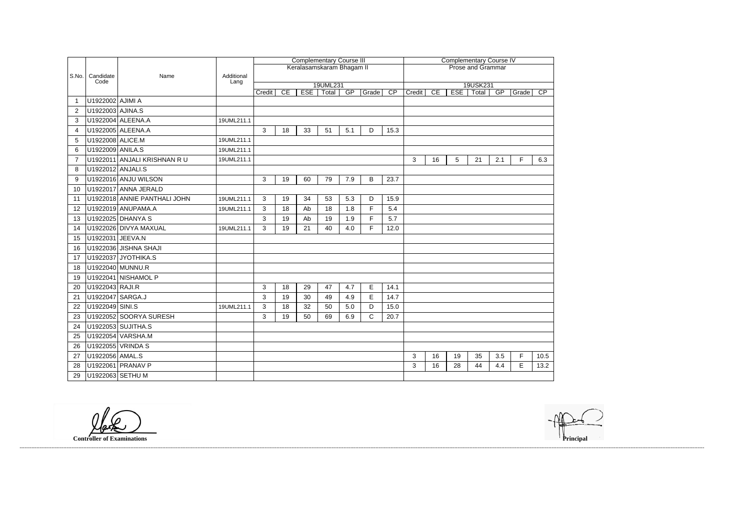| S.No. | Candidate Code | Name | Additional Lang | Complementary Course III | | | | | | | Complementary Course IV | | | | | | |
|---|---|---|---|---|---|---|---|---|---|---|---|---|---|---|---|---|---|
| | | | | Keralasamskaram Bhagam II | | | | | | | Prose and Grammar | | | | | | |
| | | | | 19UML231 | | | | | | | 19USK231 | | | | | | |
| | | | | Credit | CE | ESE | Total | GP | Grade | CP | Credit | CE | ESE | Total | GP | Grade | CP |
| 1 | U1922002 | AJIMI A | | | | | | | | | | | | | | | |
| 2 | U1922003 | AJINA.S | | | | | | | | | | | | | | | |
| 3 | U1922004 | ALEENA.A | 19UML211.1 | | | | | | | | | | | | | | |
| 4 | U1922005 | ALEENA.A | | 3 | 18 | 33 | 51 | 5.1 | D | 15.3 | | | | | | | |
| 5 | U1922008 | ALICE.M | 19UML211.1 | | | | | | | | | | | | | | |
| 6 | U1922009 | ANILA.S | 19UML211.1 | | | | | | | | | | | | | | |
| 7 | U1922011 | ANJALI KRISHNAN R U | 19UML211.1 | | | | | | | | 3 | 16 | 5 | 21 | 2.1 | F | 6.3 |
| 8 | U1922012 | ANJALI.S | | | | | | | | | | | | | | | |
| 9 | U1922016 | ANJU WILSON | | 3 | 19 | 60 | 79 | 7.9 | B | 23.7 | | | | | | | |
| 10 | U1922017 | ANNA JERALD | | | | | | | | | | | | | | | |
| 11 | U1922018 | ANNIE PANTHALI JOHN | 19UML211.1 | 3 | 19 | 34 | 53 | 5.3 | D | 15.9 | | | | | | | |
| 12 | U1922019 | ANUPAMA.A | 19UML211.1 | 3 | 18 | Ab | 18 | 1.8 | F | 5.4 | | | | | | | |
| 13 | U1922025 | DHANYA S | | 3 | 19 | Ab | 19 | 1.9 | F | 5.7 | | | | | | | |
| 14 | U1922026 | DIVYA MAXUAL | 19UML211.1 | 3 | 19 | 21 | 40 | 4.0 | F | 12.0 | | | | | | | |
| 15 | U1922031 | JEEVA.N | | | | | | | | | | | | | | | |
| 16 | U1922036 | JISHNA SHAJI | | | | | | | | | | | | | | | |
| 17 | U1922037 | JYOTHIKA.S | | | | | | | | | | | | | | | |
| 18 | U1922040 | MUNNU.R | | | | | | | | | | | | | | | |
| 19 | U1922041 | NISHAMOL P | | | | | | | | | | | | | | | |
| 20 | U1922043 | RAJI.R | | 3 | 18 | 29 | 47 | 4.7 | E | 14.1 | | | | | | | |
| 21 | U1922047 | SARGA.J | | 3 | 19 | 30 | 49 | 4.9 | E | 14.7 | | | | | | | |
| 22 | U1922049 | SINI.S | 19UML211.1 | 3 | 18 | 32 | 50 | 5.0 | D | 15.0 | | | | | | | |
| 23 | U1922052 | SOORYA SURESH | | 3 | 19 | 50 | 69 | 6.9 | C | 20.7 | | | | | | | |
| 24 | U1922053 | SUJITHA.S | | | | | | | | | | | | | | | |
| 25 | U1922054 | VARSHA.M | | | | | | | | | | | | | | | |
| 26 | U1922055 | VRINDA S | | | | | | | | | | | | | | | |
| 27 | U1922056 | AMAL.S | | | | | | | | | 3 | 16 | 19 | 35 | 3.5 | F | 10.5 |
| 28 | U1922061 | PRANAV P | | | | | | | | | 3 | 16 | 28 | 44 | 4.4 | E | 13.2 |
| 29 | U1922063 | SETHU M | | | | | | | | | | | | | | | |

**Controller of Examinations** **Principal**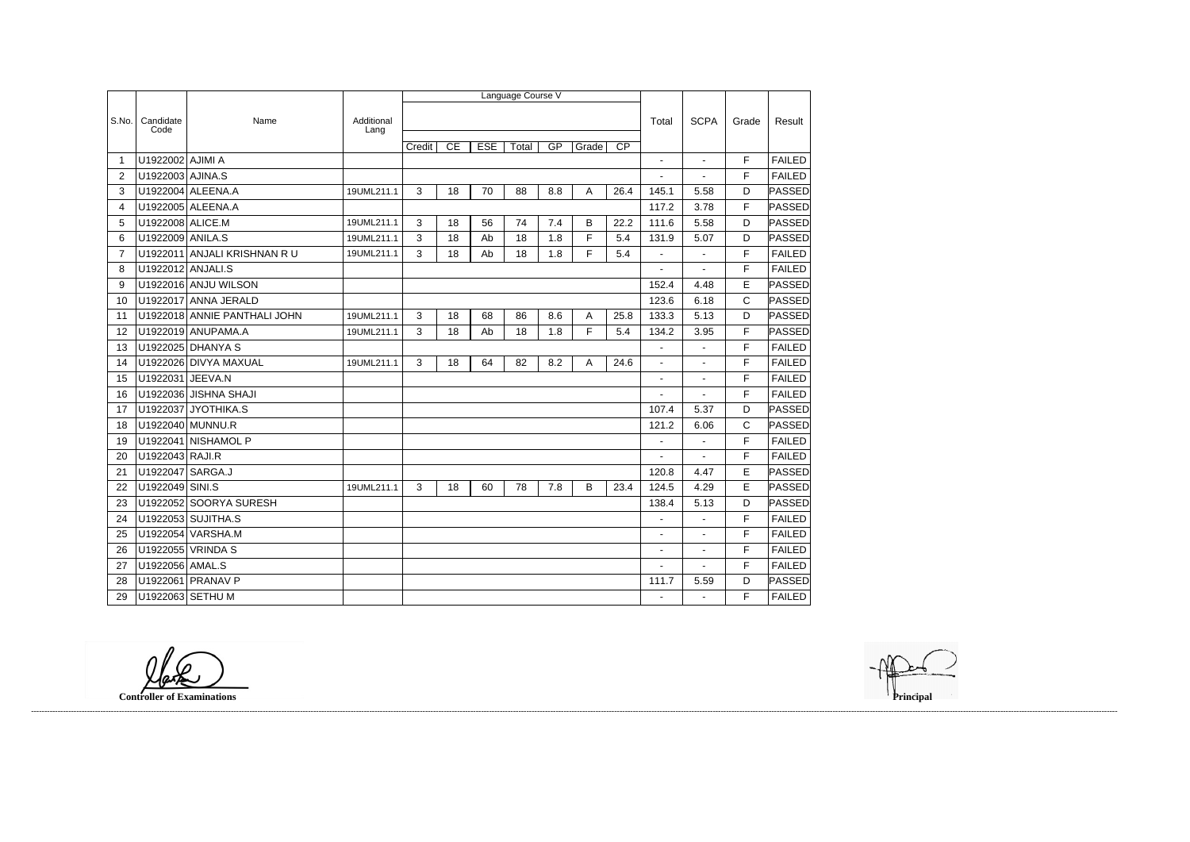| S.No. | Candidate Code | Name | Additional Lang | Language Course V | | | | | | | Total | SCPA | Grade | Result |
|---|---|---|---|---|---|---|---|---|---|---|---|---|---|---|
| | | | | Credit | CE | ESE | Total | GP | Grade | CP | | | | |
| 1 | U1922002 | AJIMI A | | | | | | | | | - | - | F | FAILED |
| 2 | U1922003 | AJINA.S | | | | | | | | | - | - | F | FAILED |
| 3 | U1922004 | ALEENA.A | 19UML211.1 | 3 | 18 | 70 | 88 | 8.8 | A | 26.4 | 145.1 | 5.58 | D | PASSED |
| 4 | U1922005 | ALEENA.A | | | | | | | | | 117.2 | 3.78 | F | PASSED |
| 5 | U1922008 | ALICE.M | 19UML211.1 | 3 | 18 | 56 | 74 | 7.4 | B | 22.2 | 111.6 | 5.58 | D | PASSED |
| 6 | U1922009 | ANILA.S | 19UML211.1 | 3 | 18 | Ab | 18 | 1.8 | F | 5.4 | 131.9 | 5.07 | D | PASSED |
| 7 | U1922011 | ANJALI KRISHNAN R U | 19UML211.1 | 3 | 18 | Ab | 18 | 1.8 | F | 5.4 | - | - | F | FAILED |
| 8 | U1922012 | ANJALI.S | | | | | | | | | - | - | F | FAILED |
| 9 | U1922016 | ANJU WILSON | | | | | | | | | 152.4 | 4.48 | E | PASSED |
| 10 | U1922017 | ANNA JERALD | | | | | | | | | 123.6 | 6.18 | C | PASSED |
| 11 | U1922018 | ANNIE PANTHALI JOHN | 19UML211.1 | 3 | 18 | 68 | 86 | 8.6 | A | 25.8 | 133.3 | 5.13 | D | PASSED |
| 12 | U1922019 | ANUPAMA.A | 19UML211.1 | 3 | 18 | Ab | 18 | 1.8 | F | 5.4 | 134.2 | 3.95 | F | PASSED |
| 13 | U1922025 | DHANYA S | | | | | | | | | - | - | F | FAILED |
| 14 | U1922026 | DIVYA MAXUAL | 19UML211.1 | 3 | 18 | 64 | 82 | 8.2 | A | 24.6 | - | - | F | FAILED |
| 15 | U1922031 | JEEVA.N | | | | | | | | | - | - | F | FAILED |
| 16 | U1922036 | JISHNA SHAJI | | | | | | | | | - | - | F | FAILED |
| 17 | U1922037 | JYOTHIKA.S | | | | | | | | | 107.4 | 5.37 | D | PASSED |
| 18 | U1922040 | MUNNU.R | | | | | | | | | 121.2 | 6.06 | C | PASSED |
| 19 | U1922041 | NISHAMOL P | | | | | | | | | - | - | F | FAILED |
| 20 | U1922043 | RAJI.R | | | | | | | | | - | - | F | FAILED |
| 21 | U1922047 | SARGA.J | | | | | | | | | 120.8 | 4.47 | E | PASSED |
| 22 | U1922049 | SINI.S | 19UML211.1 | 3 | 18 | 60 | 78 | 7.8 | B | 23.4 | 124.5 | 4.29 | E | PASSED |
| 23 | U1922052 | SOORYA SURESH | | | | | | | | | 138.4 | 5.13 | D | PASSED |
| 24 | U1922053 | SUJITHA.S | | | | | | | | | - | - | F | FAILED |
| 25 | U1922054 | VARSHA.M | | | | | | | | | - | - | F | FAILED |
| 26 | U1922055 | VRINDA S | | | | | | | | | - | - | F | FAILED |
| 27 | U1922056 | AMAL.S | | | | | | | | | - | - | F | FAILED |
| 28 | U1922061 | PRANAV P | | | | | | | | | 111.7 | 5.59 | D | PASSED |
| 29 | U1922063 | SETHU M | | | | | | | | | - | - | F | FAILED |

**Controller of Examinations**

**Principal**